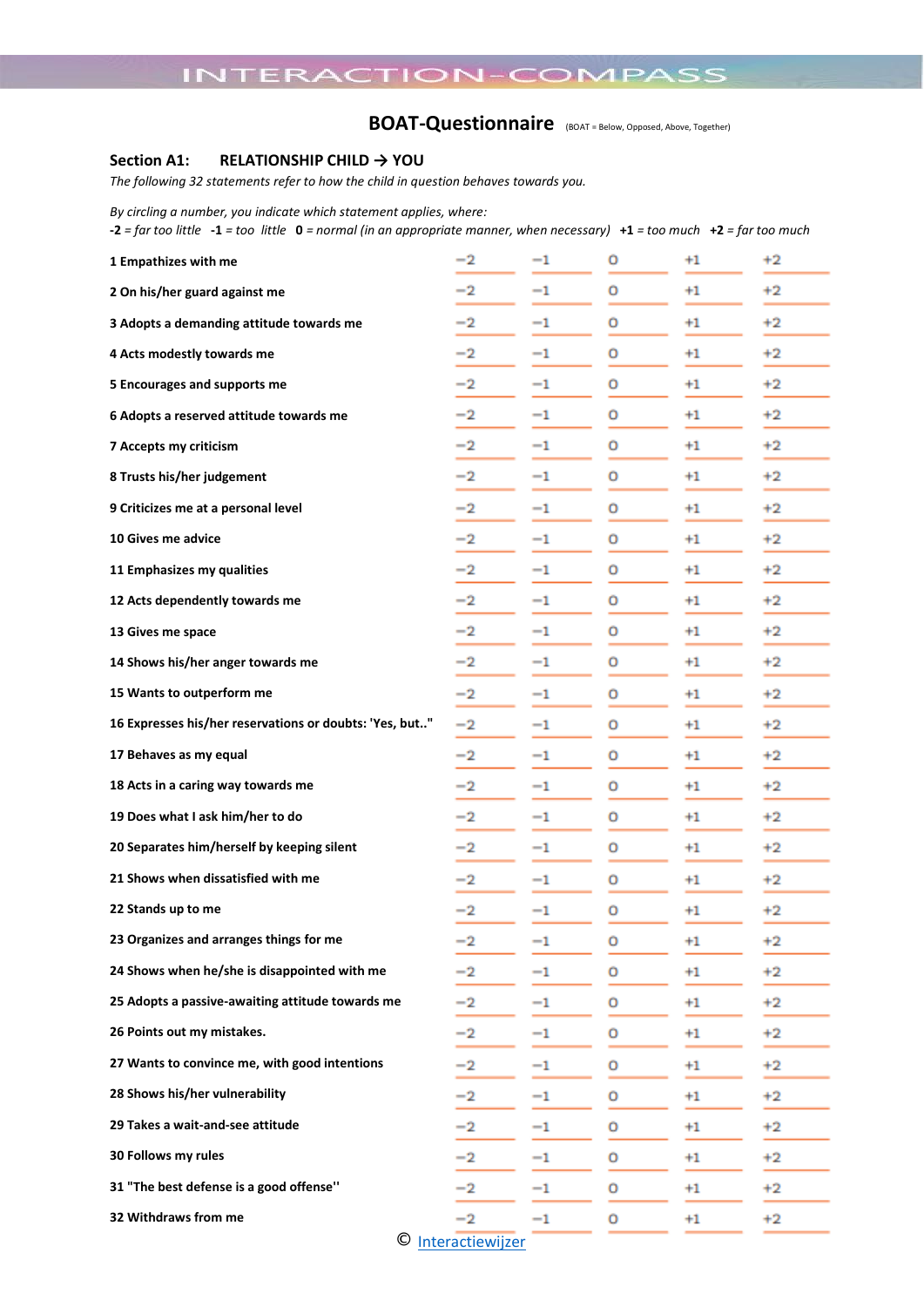INTERACTION-COMPASS

# BOAT-Questionnaire (BOAT = Below, Opposed, Above, Together)

## Section A1: RELATIONSHIP CHILD → YOU

*The following 32 statements refer to how the child in question behaves towards you.*

*By circling a number, you indicate which statement applies, where:*
**-2** = *far too little* **-1** = *too little* **0** = *normal (in an appropriate manner, when necessary)* **+1** = *too much* **+2** = *far too much*

| Statement | | | | | |
|---|---|---|---|---|---|
| **1 Empathizes with me** | −2 | −1 | 0 | +1 | +2 |
| **2 On his/her guard against me** | −2 | −1 | 0 | +1 | +2 |
| **3 Adopts a demanding attitude towards me** | −2 | −1 | 0 | +1 | +2 |
| **4 Acts modestly towards me** | −2 | −1 | 0 | +1 | +2 |
| **5 Encourages and supports me** | −2 | −1 | 0 | +1 | +2 |
| **6 Adopts a reserved attitude towards me** | −2 | −1 | 0 | +1 | +2 |
| **7 Accepts my criticism** | −2 | −1 | 0 | +1 | +2 |
| **8 Trusts his/her judgement** | −2 | −1 | 0 | +1 | +2 |
| **9 Criticizes me at a personal level** | −2 | −1 | 0 | +1 | +2 |
| **10 Gives me advice** | −2 | −1 | 0 | +1 | +2 |
| **11 Emphasizes my qualities** | −2 | −1 | 0 | +1 | +2 |
| **12 Acts dependently towards me** | −2 | −1 | 0 | +1 | +2 |
| **13 Gives me space** | −2 | −1 | 0 | +1 | +2 |
| **14 Shows his/her anger towards me** | −2 | −1 | 0 | +1 | +2 |
| **15 Wants to outperform me** | −2 | −1 | 0 | +1 | +2 |
| **16 Expresses his/her reservations or doubts: 'Yes, but.."** | −2 | −1 | 0 | +1 | +2 |
| **17 Behaves as my equal** | −2 | −1 | 0 | +1 | +2 |
| **18 Acts in a caring way towards me** | −2 | −1 | 0 | +1 | +2 |
| **19 Does what I ask him/her to do** | −2 | −1 | 0 | +1 | +2 |
| **20 Separates him/herself by keeping silent** | −2 | −1 | 0 | +1 | +2 |
| **21 Shows when dissatisfied with me** | −2 | −1 | 0 | +1 | +2 |
| **22 Stands up to me** | −2 | −1 | 0 | +1 | +2 |
| **23 Organizes and arranges things for me** | −2 | −1 | 0 | +1 | +2 |
| **24 Shows when he/she is disappointed with me** | −2 | −1 | 0 | +1 | +2 |
| **25 Adopts a passive-awaiting attitude towards me** | −2 | −1 | 0 | +1 | +2 |
| **26 Points out my mistakes.** | −2 | −1 | 0 | +1 | +2 |
| **27 Wants to convince me, with good intentions** | −2 | −1 | 0 | +1 | +2 |
| **28 Shows his/her vulnerability** | −2 | −1 | 0 | +1 | +2 |
| **29 Takes a wait-and-see attitude** | −2 | −1 | 0 | +1 | +2 |
| **30 Follows my rules** | −2 | −1 | 0 | +1 | +2 |
| **31 "The best defense is a good offense''** | −2 | −1 | 0 | +1 | +2 |
| **32 Withdraws from me** | −2 | −1 | 0 | +1 | +2 |

© Interactiewijzer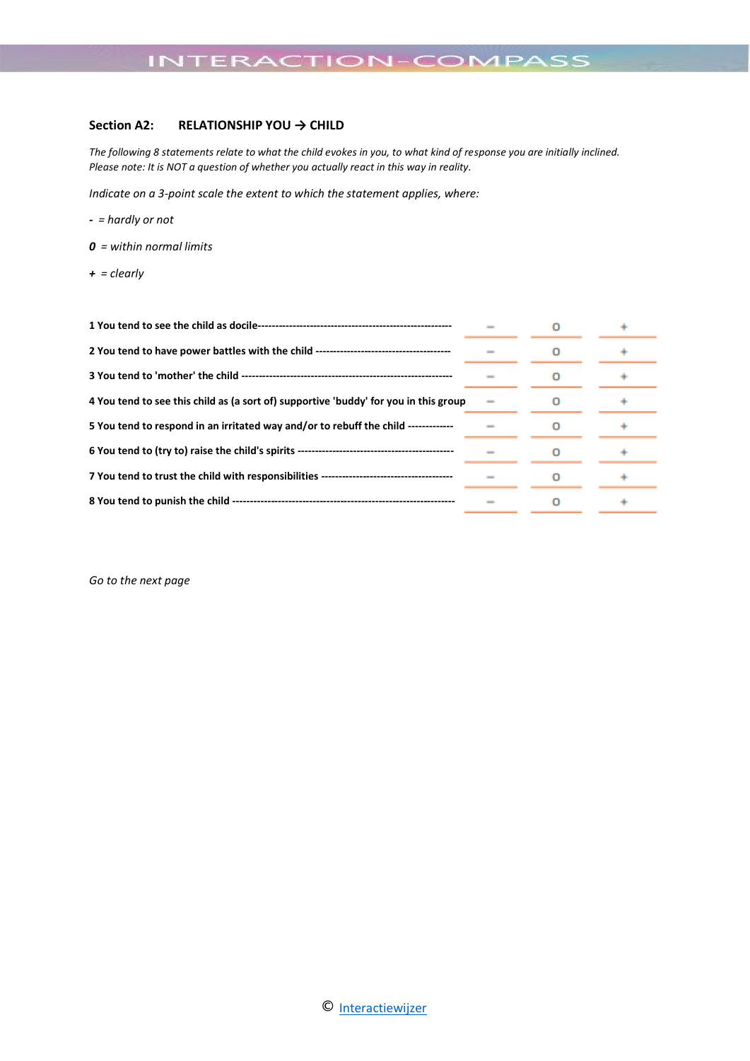## Section A2: RELATIONSHIP YOU → CHILD

*The following 8 statements relate to what the child evokes in you, to what kind of response you are initially inclined. Please note: It is NOT a question of whether you actually react in this way in reality.*

*Indicate on a 3-point scale the extent to which the statement applies, where:*

**-** *= hardly or not*

***0*** *= within normal limits*

**+** *= clearly*

| | | | |
|---|---|---|---|
| **1 You tend to see the child as docile**-------------------------------------------------------- | – | 0 | + |
| **2 You tend to have power battles with the child** --------------------------------------- | – | 0 | + |
| **3 You tend to 'mother' the child** ------------------------------------------------------------ | – | 0 | + |
| **4 You tend to see this child as (a sort of) supportive 'buddy' for you in this group** | – | 0 | + |
| **5 You tend to respond in an irritated way and/or to rebuff the child** ------------ | – | 0 | + |
| **6 You tend to (try to) raise the child's spirits** -------------------------------------------- | – | 0 | + |
| **7 You tend to trust the child with responsibilities** ------------------------------------- | – | 0 | + |
| **8 You tend to punish the child** ---------------------------------------------------------------- | – | 0 | + |

*Go to the next page*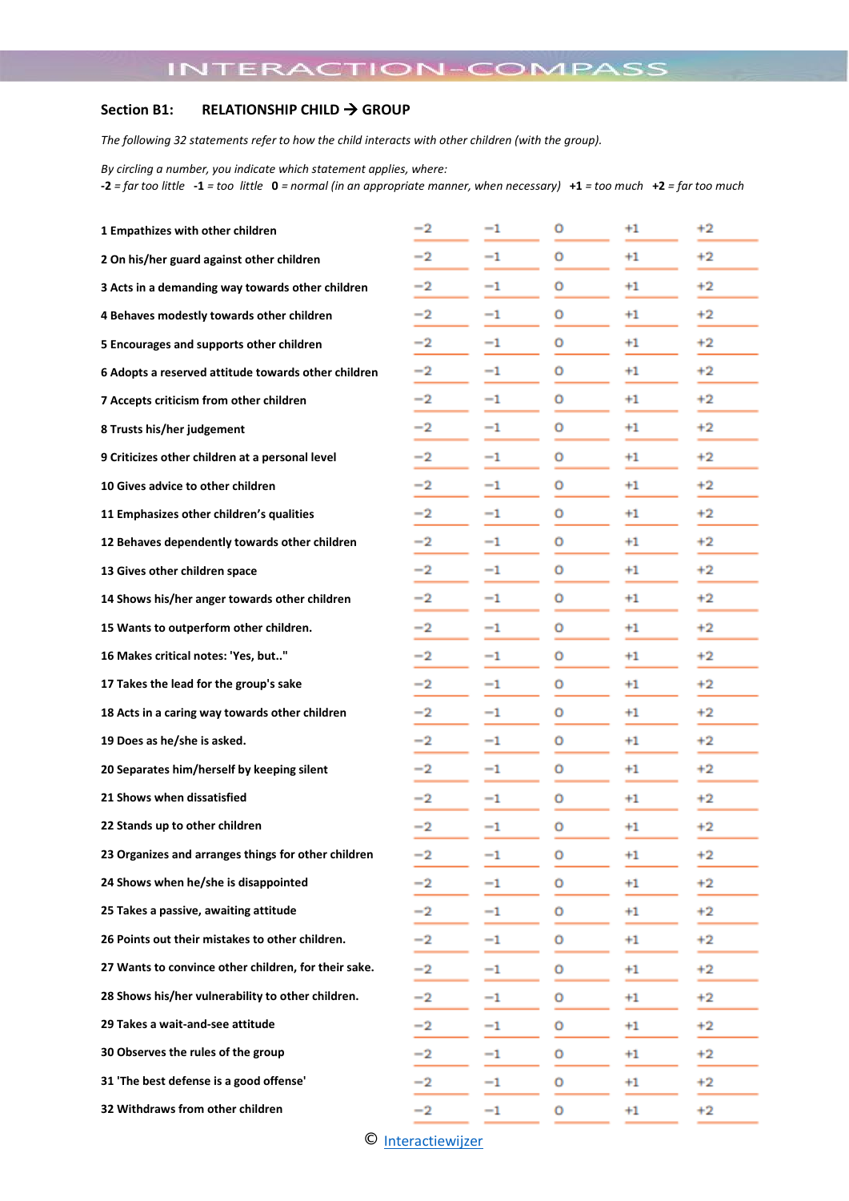# INTERACTION-COMPASS

## Section B1: RELATIONSHIP CHILD → GROUP

*The following 32 statements refer to how the child interacts with other children (with the group).*

*By circling a number, you indicate which statement applies, where:*
**-2** = *far too little* **-1** = *too little* **0** = *normal (in an appropriate manner, when necessary)* **+1** = *too much* **+2** = *far too much*

| Statement | | | | | |
|---|---|---|---|---|---|
| **1 Empathizes with other children** | −2 | −1 | 0 | +1 | +2 |
| **2 On his/her guard against other children** | −2 | −1 | 0 | +1 | +2 |
| **3 Acts in a demanding way towards other children** | −2 | −1 | 0 | +1 | +2 |
| **4 Behaves modestly towards other children** | −2 | −1 | 0 | +1 | +2 |
| **5 Encourages and supports other children** | −2 | −1 | 0 | +1 | +2 |
| **6 Adopts a reserved attitude towards other children** | −2 | −1 | 0 | +1 | +2 |
| **7 Accepts criticism from other children** | −2 | −1 | 0 | +1 | +2 |
| **8 Trusts his/her judgement** | −2 | −1 | 0 | +1 | +2 |
| **9 Criticizes other children at a personal level** | −2 | −1 | 0 | +1 | +2 |
| **10 Gives advice to other children** | −2 | −1 | 0 | +1 | +2 |
| **11 Emphasizes other children's qualities** | −2 | −1 | 0 | +1 | +2 |
| **12 Behaves dependently towards other children** | −2 | −1 | 0 | +1 | +2 |
| **13 Gives other children space** | −2 | −1 | 0 | +1 | +2 |
| **14 Shows his/her anger towards other children** | −2 | −1 | 0 | +1 | +2 |
| **15 Wants to outperform other children.** | −2 | −1 | 0 | +1 | +2 |
| **16 Makes critical notes: 'Yes, but.."** | −2 | −1 | 0 | +1 | +2 |
| **17 Takes the lead for the group's sake** | −2 | −1 | 0 | +1 | +2 |
| **18 Acts in a caring way towards other children** | −2 | −1 | 0 | +1 | +2 |
| **19 Does as he/she is asked.** | −2 | −1 | 0 | +1 | +2 |
| **20 Separates him/herself by keeping silent** | −2 | −1 | 0 | +1 | +2 |
| **21 Shows when dissatisfied** | −2 | −1 | 0 | +1 | +2 |
| **22 Stands up to other children** | −2 | −1 | 0 | +1 | +2 |
| **23 Organizes and arranges things for other children** | −2 | −1 | 0 | +1 | +2 |
| **24 Shows when he/she is disappointed** | −2 | −1 | 0 | +1 | +2 |
| **25 Takes a passive, awaiting attitude** | −2 | −1 | 0 | +1 | +2 |
| **26 Points out their mistakes to other children.** | −2 | −1 | 0 | +1 | +2 |
| **27 Wants to convince other children, for their sake.** | −2 | −1 | 0 | +1 | +2 |
| **28 Shows his/her vulnerability to other children.** | −2 | −1 | 0 | +1 | +2 |
| **29 Takes a wait-and-see attitude** | −2 | −1 | 0 | +1 | +2 |
| **30 Observes the rules of the group** | −2 | −1 | 0 | +1 | +2 |
| **31 'The best defense is a good offense'** | −2 | −1 | 0 | +1 | +2 |
| **32 Withdraws from other children** | −2 | −1 | 0 | +1 | +2 |

© Interactiewijzer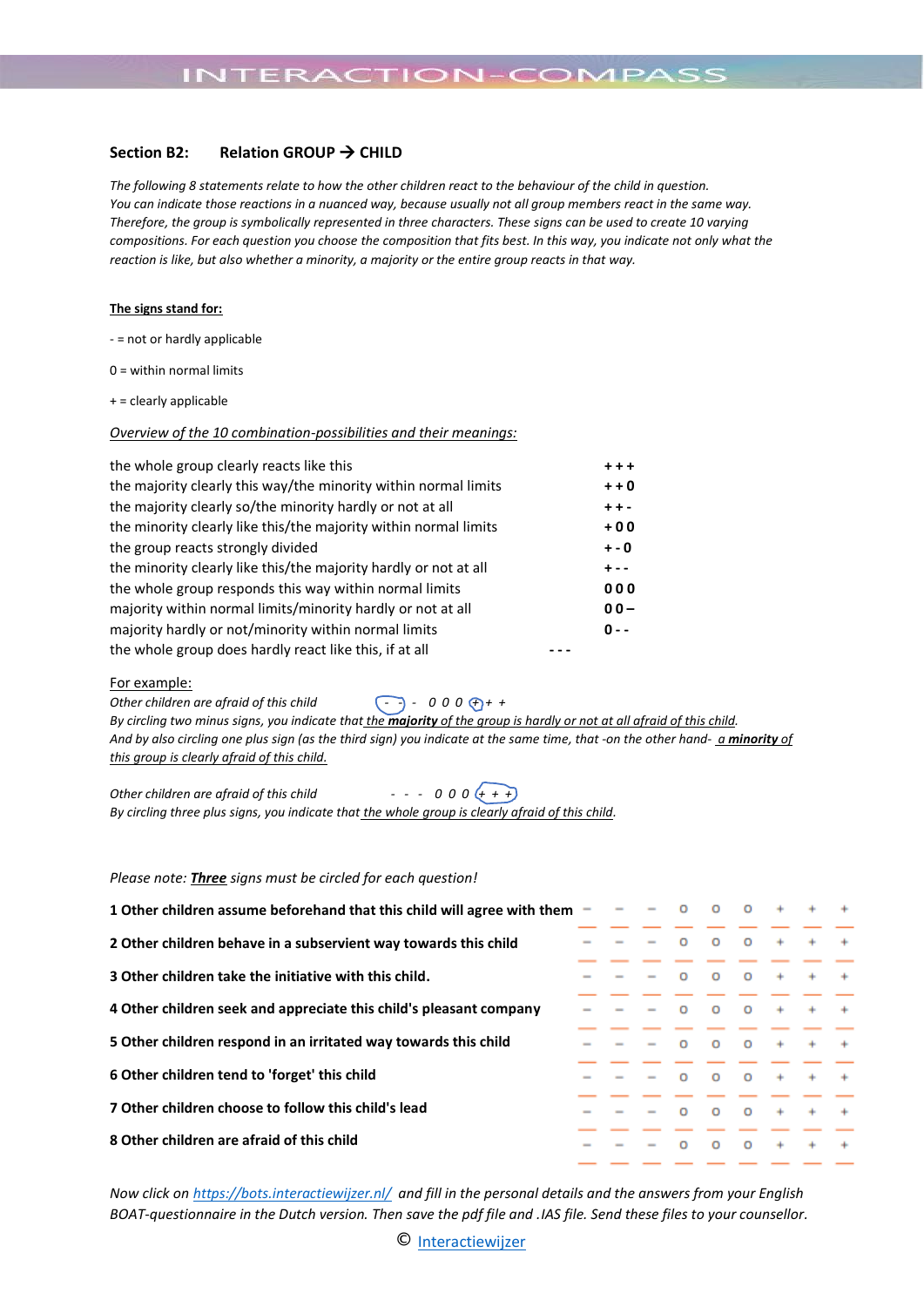INTERACTION-COMPASS

## Section B2: Relation GROUP → CHILD

*The following 8 statements relate to how the other children react to the behaviour of the child in question. You can indicate those reactions in a nuanced way, because usually not all group members react in the same way. Therefore, the group is symbolically represented in three characters. These signs can be used to create 10 varying compositions. For each question you choose the composition that fits best. In this way, you indicate not only what the reaction is like, but also whether a minority, a majority or the entire group reacts in that way.*

**The signs stand for:**

- = not or hardly applicable

0 = within normal limits

+ = clearly applicable

*Overview of the 10 combination-possibilities and their meanings:*

| | |
|---|---|
| the whole group clearly reacts like this | **+ + +** |
| the majority clearly this way/the minority within normal limits | **+ + 0** |
| the majority clearly so/the minority hardly or not at all | **+ + -** |
| the minority clearly like this/the majority within normal limits | **+ 0 0** |
| the group reacts strongly divided | **+ - 0** |
| the minority clearly like this/the majority hardly or not at all | **+ - -** |
| the whole group responds this way within normal limits | **0 0 0** |
| majority within normal limits/minority hardly or not at all | **0 0 –** |
| majority hardly or not/minority within normal limits | **0 - -** |
| the whole group does hardly react like this, if at all | **- - -** |

For example:

*Other children are afraid of this child* - - - 0 0 0 + + +

*By circling two minus signs, you indicate that the **majority** of the group is hardly or not at all afraid of this child. And by also circling one plus sign (as the third sign) you indicate at the same time, that -on the other hand- a **minority** of this group is clearly afraid of this child.*

*Other children are afraid of this child* - - - 0 0 0 + + +

*By circling three plus signs, you indicate that the whole group is clearly afraid of this child.*

*Please note: **Three** signs must be circled for each question!*

| | | | | | | | | | |
|---|---|---|---|---|---|---|---|---|---|
| **1 Other children assume beforehand that this child will agree with them** | – | – | – | 0 | 0 | 0 | + | + | + |
| **2 Other children behave in a subservient way towards this child** | – | – | – | 0 | 0 | 0 | + | + | + |
| **3 Other children take the initiative with this child.** | – | – | – | 0 | 0 | 0 | + | + | + |
| **4 Other children seek and appreciate this child's pleasant company** | – | – | – | 0 | 0 | 0 | + | + | + |
| **5 Other children respond in an irritated way towards this child** | – | – | – | 0 | 0 | 0 | + | + | + |
| **6 Other children tend to 'forget' this child** | – | – | – | 0 | 0 | 0 | + | + | + |
| **7 Other children choose to follow this child's lead** | – | – | – | 0 | 0 | 0 | + | + | + |
| **8 Other children are afraid of this child** | – | – | – | 0 | 0 | 0 | + | + | + |

*Now click on https://bots.interactiewijzer.nl/ and fill in the personal details and the answers from your English BOAT-questionnaire in the Dutch version. Then save the pdf file and .IAS file. Send these files to your counsellor.*

© Interactiewijzer